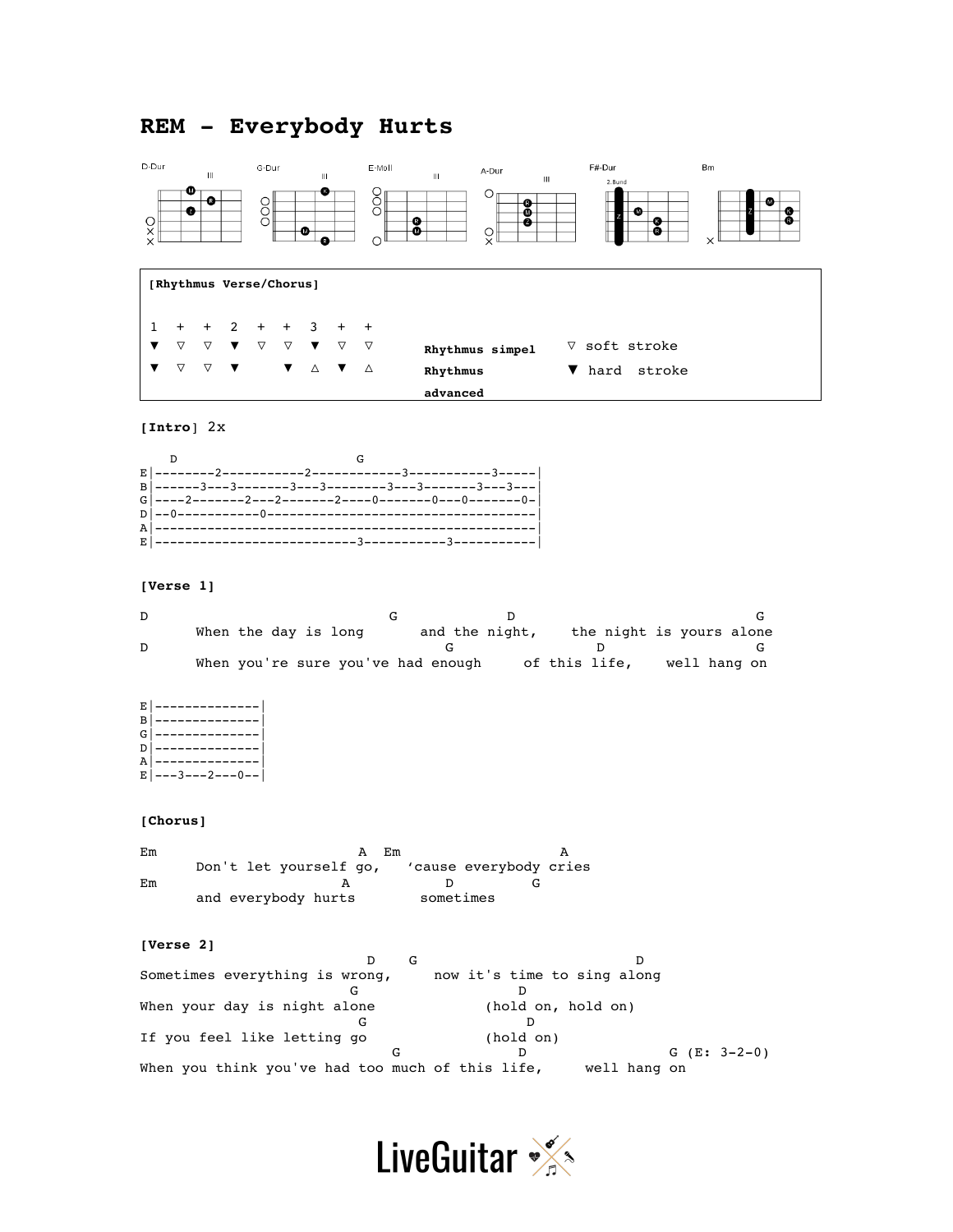# REM - Everybody Hurts

D-Dur G-Dur E-Moll A-Dur F#-Dur Bm

| [Rhythmus Verse/Chorus] | | | | | | | | | | |
|---|---|---|---|---|---|---|---|---|---|---|
| 1 | + | + | 2 | + | + | 3 | + | + | | |
| ▼ | ▽ | ▽ | ▼ | ▽ | ▽ | ▼ | ▽ | ▽ | Rhythmus simpel | ▽ soft stroke |
| ▼ | ▽ | ▽ | ▼ | | ▼ | △ | ▼ | △ | Rhythmus advanced | ▼ hard stroke |

**[Intro]** 2x

```
   D                          G
E|--------2-----------2------------3-----------3-----|
B|------3---3-------3---3--------3---3-------3---3---|
G|----2-------2---2-------2----0-------0---0-------0-|
D|--0-----------0------------------------------------|
A|---------------------------------------------------|
E|---------------------------3-----------3-----------|
```

**[Verse 1]**

```
D                                    G                 D                                     G
        When the day is long        and the night,    the night is yours alone
D                                         G                 D                     G
        When you're sure you've had enough      of this life,     well hang on
```

```
E|--------------|
B|--------------|
G|--------------|
D|--------------|
A|--------------|
E|---3---2---0--|
```

**[Chorus]**

```
Em                              A   Em                         A
        Don't let yourself go,     'cause everybody cries
Em                           A              D           G
        and everybody hurts          sometimes
```

**[Verse 2]**

```
                                 D     G                                D
Sometimes everything is wrong,      now it's time to sing along
                               G                   D
When your day is night alone              (hold on, hold on)
                                G                   D
If you feel like letting go               (hold on)
                                     G                 D                   G (E: 3-2-0)
When you think you've had too much of this life,     well hang on
```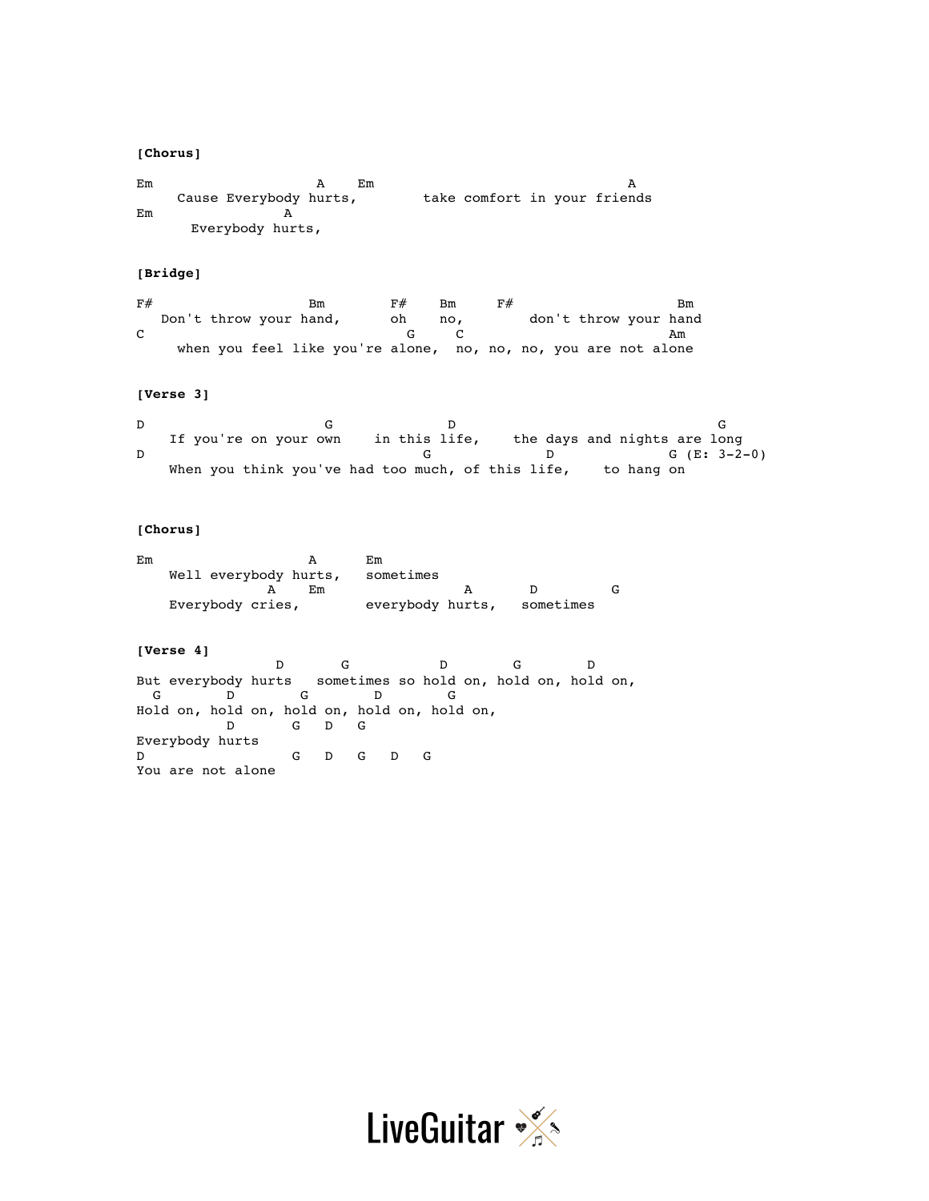**[Chorus]**

```
Em                    A    Em                             A
     Cause Everybody hurts,       take comfort in your friends
Em                 A
      Everybody hurts,
```

**[Bridge]**

```
F#                   Bm        F#    Bm     F#                   Bm
   Don't throw your hand,      oh    no,        don't throw your hand
C                                G     C                         Am
     when you feel like you're alone,  no, no, no, you are not alone
```

**[Verse 3]**

```
D                       G              D                           G
    If you're on your own    in this life,    the days and nights are long
D                              G              D               G (E: 3-2-0)
    When you think you've had too much, of this life,    to hang on
```

**[Chorus]**

```
Em                   A      Em
    Well everybody hurts,   sometimes
                A    Em                A       D         G
    Everybody cries,        everybody hurts,   sometimes
```

**[Verse 4]**

```
                 D       G           D        G        D
But everybody hurts   sometimes so hold on, hold on, hold on,
  G        D        G        D        G
Hold on, hold on, hold on, hold on, hold on,
           D      G   D   G
Everybody hurts
D                 G   D   G   D   G
You are not alone
```